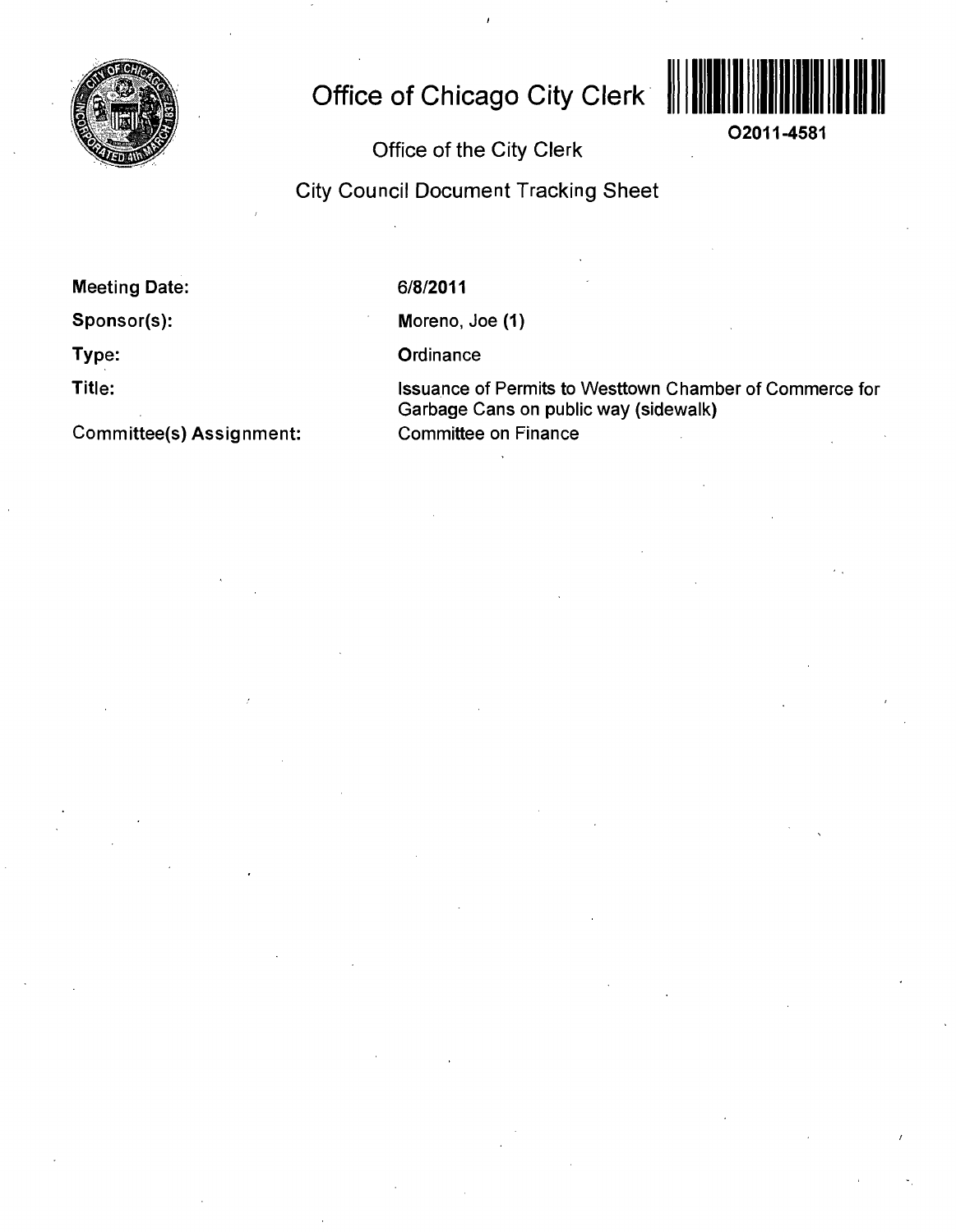# Office of Chicago City Clerk

O2011-4581

Office of the City Clerk

City Council Document Tracking Sheet

**Meeting Date:** 6/8/2011

**Sponsor(s):** Moreno, Joe (1)

**Type:** Ordinance

**Title:** Issuance of Permits to Westtown Chamber of Commerce for Garbage Cans on public way (sidewalk)

**Committee(s) Assignment:** Committee on Finance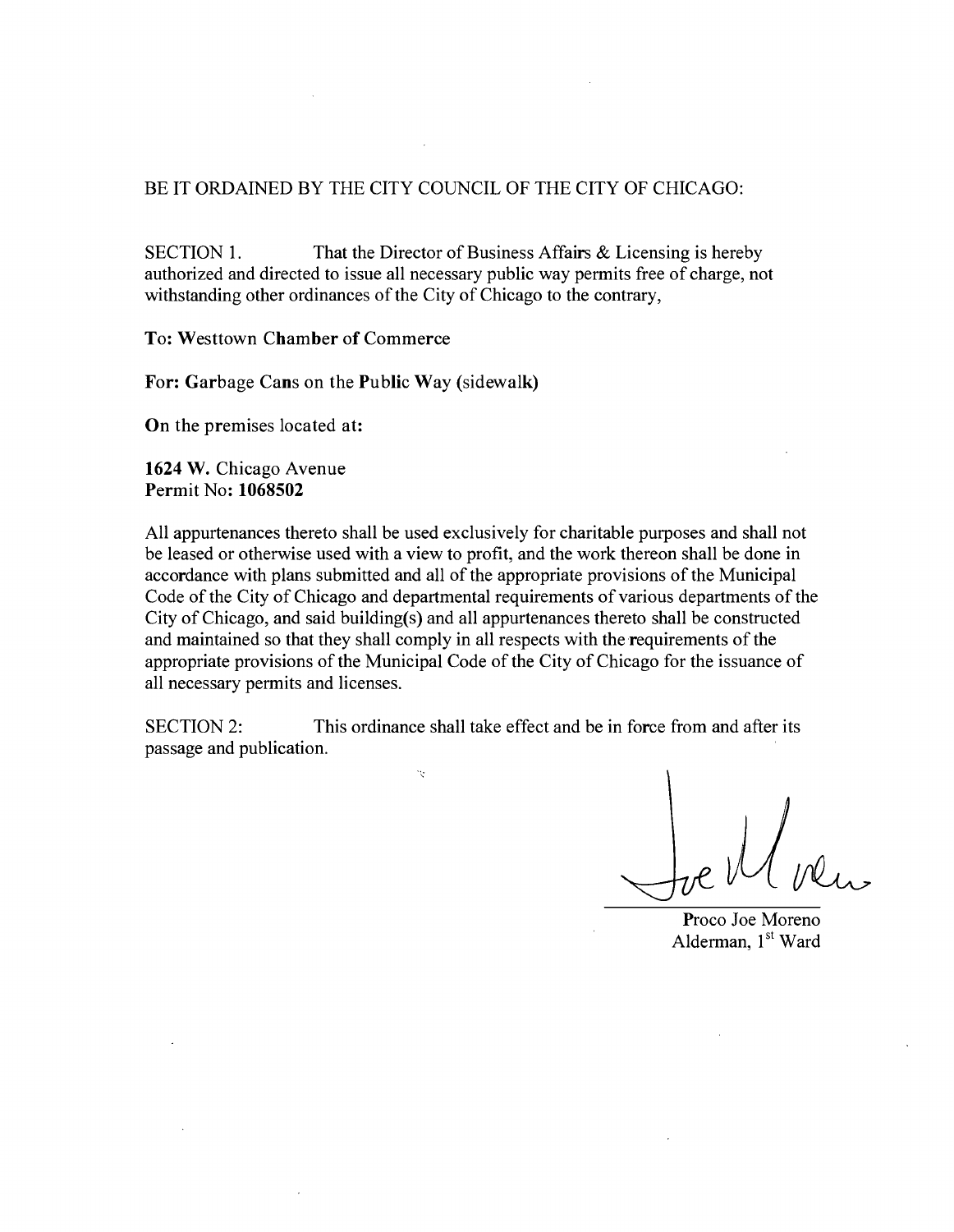BE IT ORDAINED BY THE CITY COUNCIL OF THE CITY OF CHICAGO:

SECTION 1. That the Director of Business Affairs & Licensing is hereby authorized and directed to issue all necessary public way permits free of charge, not withstanding other ordinances of the City of Chicago to the contrary,

**To:** Westtown **Chamber** of Commerce

**For:** Garbage Cans on the Public Way (sidewalk)

**On** the premises located at:

**1624 W.** Chicago Avenue
**Permit No: 1068502**

All appurtenances thereto shall be used exclusively for charitable purposes and shall not be leased or otherwise used with a view to profit, and the work thereon shall be done in accordance with plans submitted and all of the appropriate provisions of the Municipal Code of the City of Chicago and departmental requirements of various departments of the City of Chicago, and said building(s) and all appurtenances thereto shall be constructed and maintained so that they shall comply in all respects with the requirements of the appropriate provisions of the Municipal Code of the City of Chicago for the issuance of all necessary permits and licenses.

SECTION 2: This ordinance shall take effect and be in force from and after its passage and publication.

Proco Joe Moreno
Alderman, 1st Ward